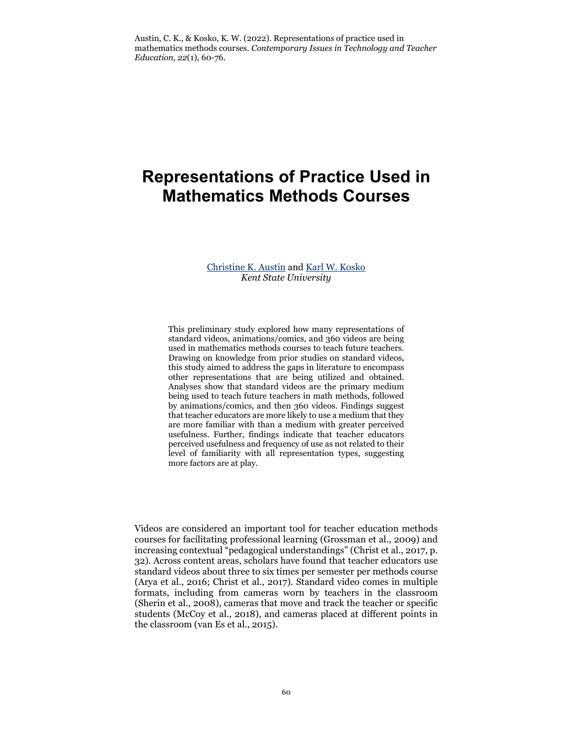Austin, C. K., & Kosko, K. W. (2022). Representations of practice used in mathematics methods courses. *Contemporary Issues in Technology and Teacher Education, 22*(1), 60-76.

# Representations of Practice Used in Mathematics Methods Courses

[Christine K. Austin](#) and [Karl W. Kosko](#)
*Kent State University*

This preliminary study explored how many representations of standard videos, animations/comics, and 360 videos are being used in mathematics methods courses to teach future teachers. Drawing on knowledge from prior studies on standard videos, this study aimed to address the gaps in literature to encompass other representations that are being utilized and obtained. Analyses show that standard videos are the primary medium being used to teach future teachers in math methods, followed by animations/comics, and then 360 videos. Findings suggest that teacher educators are more likely to use a medium that they are more familiar with than a medium with greater perceived usefulness. Further, findings indicate that teacher educators perceived usefulness and frequency of use as not related to their level of familiarity with all representation types, suggesting more factors are at play.

Videos are considered an important tool for teacher education methods courses for facilitating professional learning (Grossman et al., 2009) and increasing contextual "pedagogical understandings" (Christ et al., 2017, p. 32). Across content areas, scholars have found that teacher educators use standard videos about three to six times per semester per methods course (Arya et al., 2016; Christ et al., 2017). Standard video comes in multiple formats, including from cameras worn by teachers in the classroom (Sherin et al., 2008), cameras that move and track the teacher or specific students (McCoy et al., 2018), and cameras placed at different points in the classroom (van Es et al., 2015).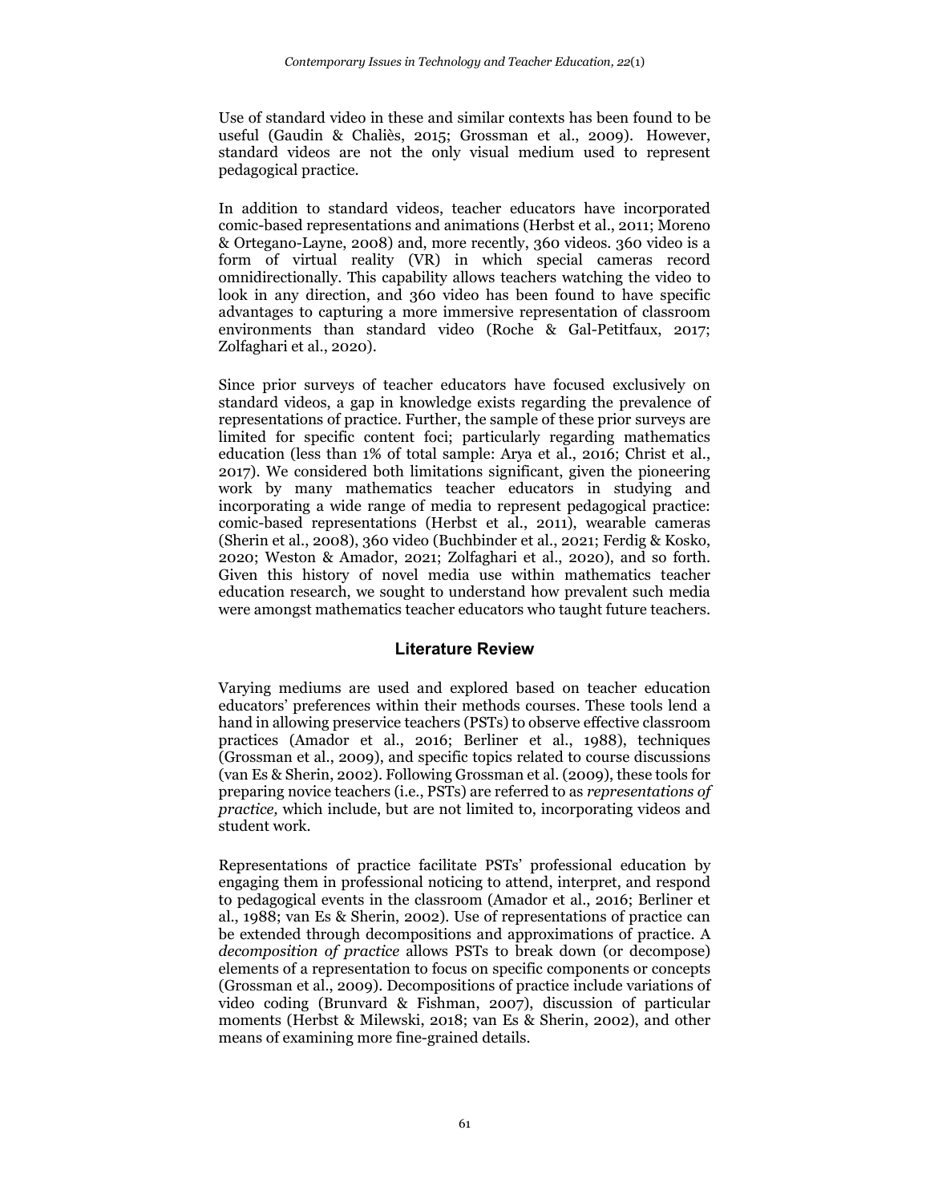Use of standard video in these and similar contexts has been found to be useful (Gaudin & Chaliès, 2015; Grossman et al., 2009). However, standard videos are not the only visual medium used to represent pedagogical practice.

In addition to standard videos, teacher educators have incorporated comic-based representations and animations (Herbst et al., 2011; Moreno & Ortegano-Layne, 2008) and, more recently, 360 videos. 360 video is a form of virtual reality (VR) in which special cameras record omnidirectionally. This capability allows teachers watching the video to look in any direction, and 360 video has been found to have specific advantages to capturing a more immersive representation of classroom environments than standard video (Roche & Gal-Petitfaux, 2017; Zolfaghari et al., 2020).

Since prior surveys of teacher educators have focused exclusively on standard videos, a gap in knowledge exists regarding the prevalence of representations of practice. Further, the sample of these prior surveys are limited for specific content foci; particularly regarding mathematics education (less than 1% of total sample: Arya et al., 2016; Christ et al., 2017). We considered both limitations significant, given the pioneering work by many mathematics teacher educators in studying and incorporating a wide range of media to represent pedagogical practice: comic-based representations (Herbst et al., 2011), wearable cameras (Sherin et al., 2008), 360 video (Buchbinder et al., 2021; Ferdig & Kosko, 2020; Weston & Amador, 2021; Zolfaghari et al., 2020), and so forth. Given this history of novel media use within mathematics teacher education research, we sought to understand how prevalent such media were amongst mathematics teacher educators who taught future teachers.

## Literature Review

Varying mediums are used and explored based on teacher education educators' preferences within their methods courses. These tools lend a hand in allowing preservice teachers (PSTs) to observe effective classroom practices (Amador et al., 2016; Berliner et al., 1988), techniques (Grossman et al., 2009), and specific topics related to course discussions (van Es & Sherin, 2002). Following Grossman et al. (2009), these tools for preparing novice teachers (i.e., PSTs) are referred to as *representations of practice,* which include, but are not limited to, incorporating videos and student work.

Representations of practice facilitate PSTs' professional education by engaging them in professional noticing to attend, interpret, and respond to pedagogical events in the classroom (Amador et al., 2016; Berliner et al., 1988; van Es & Sherin, 2002). Use of representations of practice can be extended through decompositions and approximations of practice. A *decomposition of practice* allows PSTs to break down (or decompose) elements of a representation to focus on specific components or concepts (Grossman et al., 2009). Decompositions of practice include variations of video coding (Brunvard & Fishman, 2007), discussion of particular moments (Herbst & Milewski, 2018; van Es & Sherin, 2002), and other means of examining more fine-grained details.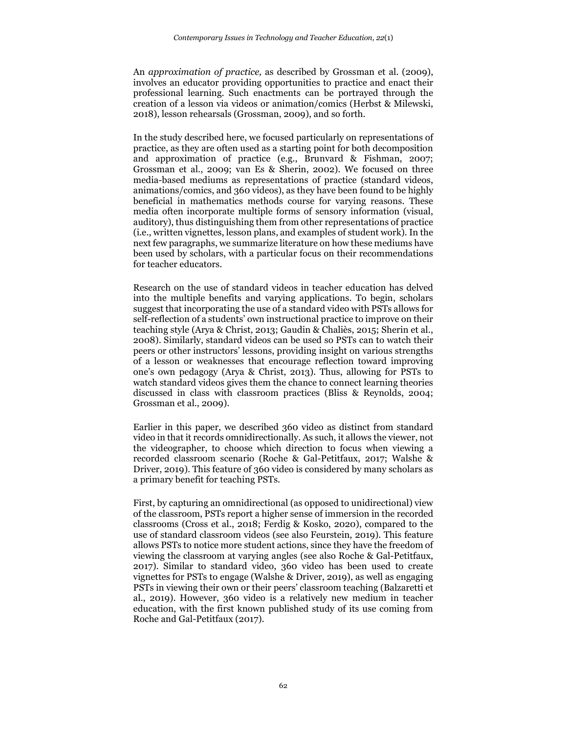An *approximation of practice,* as described by Grossman et al. (2009), involves an educator providing opportunities to practice and enact their professional learning. Such enactments can be portrayed through the creation of a lesson via videos or animation/comics (Herbst & Milewski, 2018), lesson rehearsals (Grossman, 2009), and so forth.

In the study described here, we focused particularly on representations of practice, as they are often used as a starting point for both decomposition and approximation of practice (e.g., Brunvard & Fishman, 2007; Grossman et al., 2009; van Es & Sherin, 2002). We focused on three media-based mediums as representations of practice (standard videos, animations/comics, and 360 videos), as they have been found to be highly beneficial in mathematics methods course for varying reasons. These media often incorporate multiple forms of sensory information (visual, auditory), thus distinguishing them from other representations of practice (i.e., written vignettes, lesson plans, and examples of student work). In the next few paragraphs, we summarize literature on how these mediums have been used by scholars, with a particular focus on their recommendations for teacher educators.

Research on the use of standard videos in teacher education has delved into the multiple benefits and varying applications. To begin, scholars suggest that incorporating the use of a standard video with PSTs allows for self-reflection of a students' own instructional practice to improve on their teaching style (Arya & Christ, 2013; Gaudin & Chaliès, 2015; Sherin et al., 2008). Similarly, standard videos can be used so PSTs can to watch their peers or other instructors' lessons, providing insight on various strengths of a lesson or weaknesses that encourage reflection toward improving one's own pedagogy (Arya & Christ, 2013). Thus, allowing for PSTs to watch standard videos gives them the chance to connect learning theories discussed in class with classroom practices (Bliss & Reynolds, 2004; Grossman et al., 2009).

Earlier in this paper, we described 360 video as distinct from standard video in that it records omnidirectionally. As such, it allows the viewer, not the videographer, to choose which direction to focus when viewing a recorded classroom scenario (Roche & Gal-Petitfaux, 2017; Walshe & Driver, 2019). This feature of 360 video is considered by many scholars as a primary benefit for teaching PSTs.

First, by capturing an omnidirectional (as opposed to unidirectional) view of the classroom, PSTs report a higher sense of immersion in the recorded classrooms (Cross et al., 2018; Ferdig & Kosko, 2020), compared to the use of standard classroom videos (see also Feurstein, 2019). This feature allows PSTs to notice more student actions, since they have the freedom of viewing the classroom at varying angles (see also Roche & Gal-Petitfaux, 2017). Similar to standard video, 360 video has been used to create vignettes for PSTs to engage (Walshe & Driver, 2019), as well as engaging PSTs in viewing their own or their peers' classroom teaching (Balzaretti et al., 2019). However, 360 video is a relatively new medium in teacher education, with the first known published study of its use coming from Roche and Gal-Petitfaux (2017).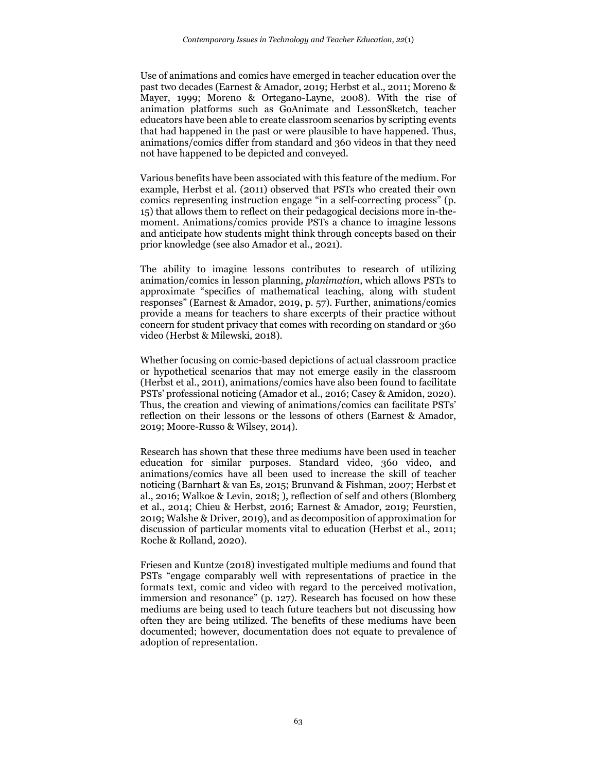Use of animations and comics have emerged in teacher education over the past two decades (Earnest & Amador, 2019; Herbst et al., 2011; Moreno & Mayer, 1999; Moreno & Ortegano-Layne, 2008). With the rise of animation platforms such as GoAnimate and LessonSketch, teacher educators have been able to create classroom scenarios by scripting events that had happened in the past or were plausible to have happened. Thus, animations/comics differ from standard and 360 videos in that they need not have happened to be depicted and conveyed.

Various benefits have been associated with this feature of the medium. For example, Herbst et al. (2011) observed that PSTs who created their own comics representing instruction engage "in a self-correcting process" (p. 15) that allows them to reflect on their pedagogical decisions more in-the-moment. Animations/comics provide PSTs a chance to imagine lessons and anticipate how students might think through concepts based on their prior knowledge (see also Amador et al., 2021).

The ability to imagine lessons contributes to research of utilizing animation/comics in lesson planning, *planimation*, which allows PSTs to approximate "specifics of mathematical teaching, along with student responses" (Earnest & Amador, 2019, p. 57). Further, animations/comics provide a means for teachers to share excerpts of their practice without concern for student privacy that comes with recording on standard or 360 video (Herbst & Milewski, 2018).

Whether focusing on comic-based depictions of actual classroom practice or hypothetical scenarios that may not emerge easily in the classroom (Herbst et al., 2011), animations/comics have also been found to facilitate PSTs' professional noticing (Amador et al., 2016; Casey & Amidon, 2020). Thus, the creation and viewing of animations/comics can facilitate PSTs' reflection on their lessons or the lessons of others (Earnest & Amador, 2019; Moore-Russo & Wilsey, 2014).

Research has shown that these three mediums have been used in teacher education for similar purposes. Standard video, 360 video, and animations/comics have all been used to increase the skill of teacher noticing (Barnhart & van Es, 2015; Brunvand & Fishman, 2007; Herbst et al., 2016; Walkoe & Levin, 2018; ), reflection of self and others (Blomberg et al., 2014; Chieu & Herbst, 2016; Earnest & Amador, 2019; Feurstien, 2019; Walshe & Driver, 2019), and as decomposition of approximation for discussion of particular moments vital to education (Herbst et al., 2011; Roche & Rolland, 2020).

Friesen and Kuntze (2018) investigated multiple mediums and found that PSTs "engage comparably well with representations of practice in the formats text, comic and video with regard to the perceived motivation, immersion and resonance" (p. 127). Research has focused on how these mediums are being used to teach future teachers but not discussing how often they are being utilized. The benefits of these mediums have been documented; however, documentation does not equate to prevalence of adoption of representation.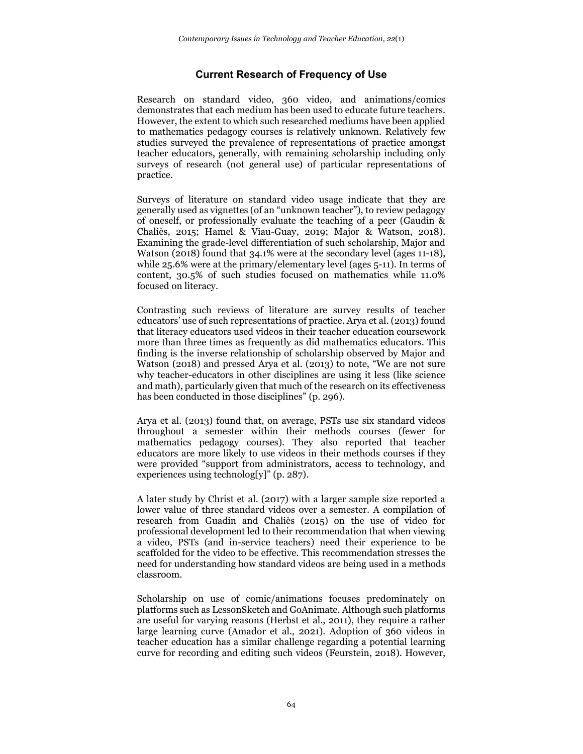## Current Research of Frequency of Use

Research on standard video, 360 video, and animations/comics demonstrates that each medium has been used to educate future teachers. However, the extent to which such researched mediums have been applied to mathematics pedagogy courses is relatively unknown. Relatively few studies surveyed the prevalence of representations of practice amongst teacher educators, generally, with remaining scholarship including only surveys of research (not general use) of particular representations of practice.

Surveys of literature on standard video usage indicate that they are generally used as vignettes (of an "unknown teacher"), to review pedagogy of oneself, or professionally evaluate the teaching of a peer (Gaudin & Chaliès, 2015; Hamel & Viau-Guay, 2019; Major & Watson, 2018). Examining the grade-level differentiation of such scholarship, Major and Watson (2018) found that 34.1% were at the secondary level (ages 11-18), while 25.6% were at the primary/elementary level (ages 5-11). In terms of content, 30.5% of such studies focused on mathematics while 11.0% focused on literacy.

Contrasting such reviews of literature are survey results of teacher educators' use of such representations of practice. Arya et al. (2013) found that literacy educators used videos in their teacher education coursework more than three times as frequently as did mathematics educators. This finding is the inverse relationship of scholarship observed by Major and Watson (2018) and pressed Arya et al. (2013) to note, "We are not sure why teacher-educators in other disciplines are using it less (like science and math), particularly given that much of the research on its effectiveness has been conducted in those disciplines" (p. 296).

Arya et al. (2013) found that, on average, PSTs use six standard videos throughout a semester within their methods courses (fewer for mathematics pedagogy courses). They also reported that teacher educators are more likely to use videos in their methods courses if they were provided "support from administrators, access to technology, and experiences using technolog[y]" (p. 287).

A later study by Christ et al. (2017) with a larger sample size reported a lower value of three standard videos over a semester. A compilation of research from Guadin and Chaliès (2015) on the use of video for professional development led to their recommendation that when viewing a video, PSTs (and in-service teachers) need their experience to be scaffolded for the video to be effective. This recommendation stresses the need for understanding how standard videos are being used in a methods classroom.

Scholarship on use of comic/animations focuses predominately on platforms such as LessonSketch and GoAnimate. Although such platforms are useful for varying reasons (Herbst et al., 2011), they require a rather large learning curve (Amador et al., 2021). Adoption of 360 videos in teacher education has a similar challenge regarding a potential learning curve for recording and editing such videos (Feurstein, 2018). However,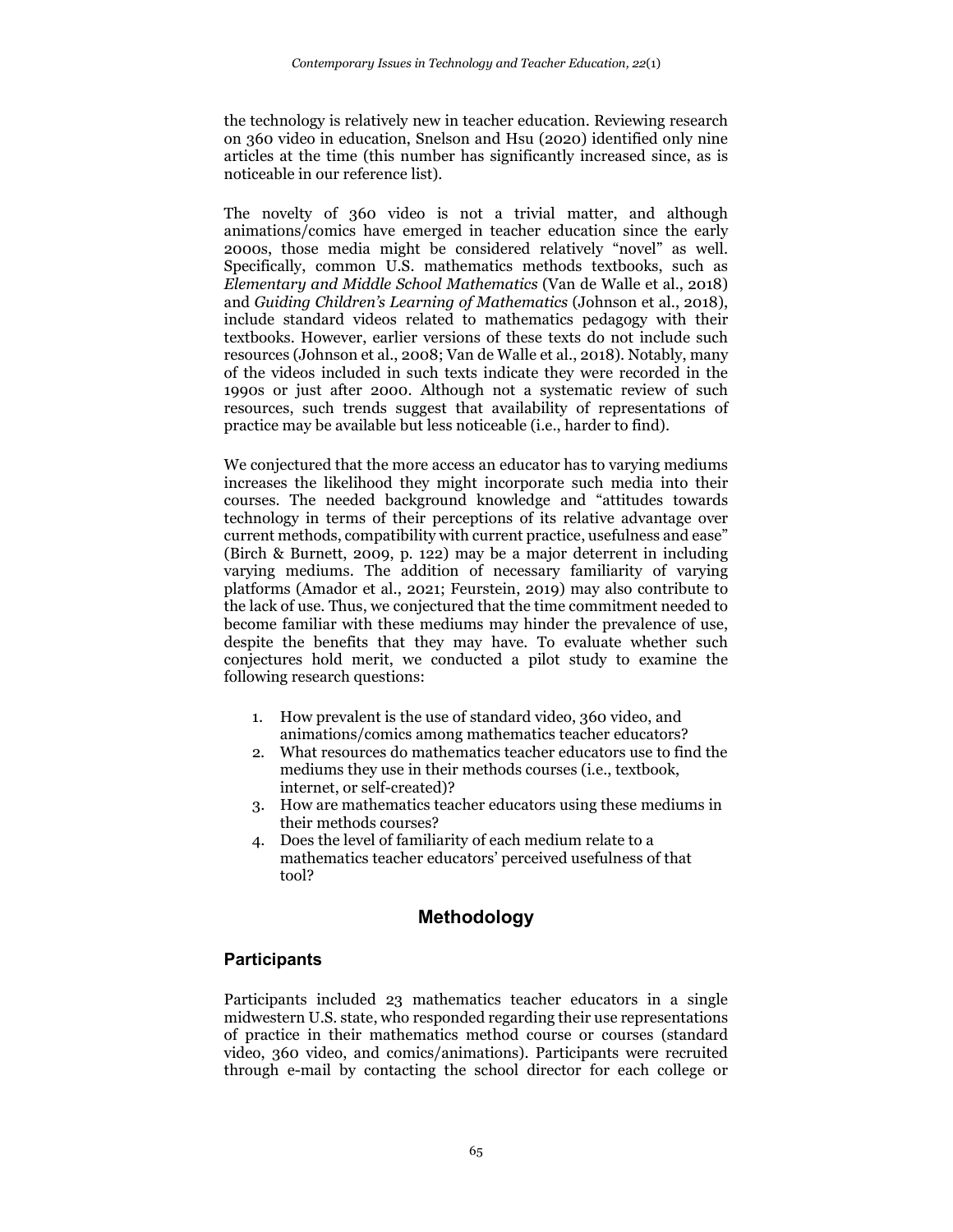the technology is relatively new in teacher education. Reviewing research on 360 video in education, Snelson and Hsu (2020) identified only nine articles at the time (this number has significantly increased since, as is noticeable in our reference list).

The novelty of 360 video is not a trivial matter, and although animations/comics have emerged in teacher education since the early 2000s, those media might be considered relatively "novel" as well. Specifically, common U.S. mathematics methods textbooks, such as *Elementary and Middle School Mathematics* (Van de Walle et al., 2018) and *Guiding Children's Learning of Mathematics* (Johnson et al., 2018), include standard videos related to mathematics pedagogy with their textbooks. However, earlier versions of these texts do not include such resources (Johnson et al., 2008; Van de Walle et al., 2018). Notably, many of the videos included in such texts indicate they were recorded in the 1990s or just after 2000. Although not a systematic review of such resources, such trends suggest that availability of representations of practice may be available but less noticeable (i.e., harder to find).

We conjectured that the more access an educator has to varying mediums increases the likelihood they might incorporate such media into their courses. The needed background knowledge and "attitudes towards technology in terms of their perceptions of its relative advantage over current methods, compatibility with current practice, usefulness and ease" (Birch & Burnett, 2009, p. 122) may be a major deterrent in including varying mediums. The addition of necessary familiarity of varying platforms (Amador et al., 2021; Feurstein, 2019) may also contribute to the lack of use. Thus, we conjectured that the time commitment needed to become familiar with these mediums may hinder the prevalence of use, despite the benefits that they may have. To evaluate whether such conjectures hold merit, we conducted a pilot study to examine the following research questions:

1. How prevalent is the use of standard video, 360 video, and animations/comics among mathematics teacher educators?
2. What resources do mathematics teacher educators use to find the mediums they use in their methods courses (i.e., textbook, internet, or self-created)?
3. How are mathematics teacher educators using these mediums in their methods courses?
4. Does the level of familiarity of each medium relate to a mathematics teacher educators' perceived usefulness of that tool?

## Methodology

### Participants

Participants included 23 mathematics teacher educators in a single midwestern U.S. state, who responded regarding their use representations of practice in their mathematics method course or courses (standard video, 360 video, and comics/animations). Participants were recruited through e-mail by contacting the school director for each college or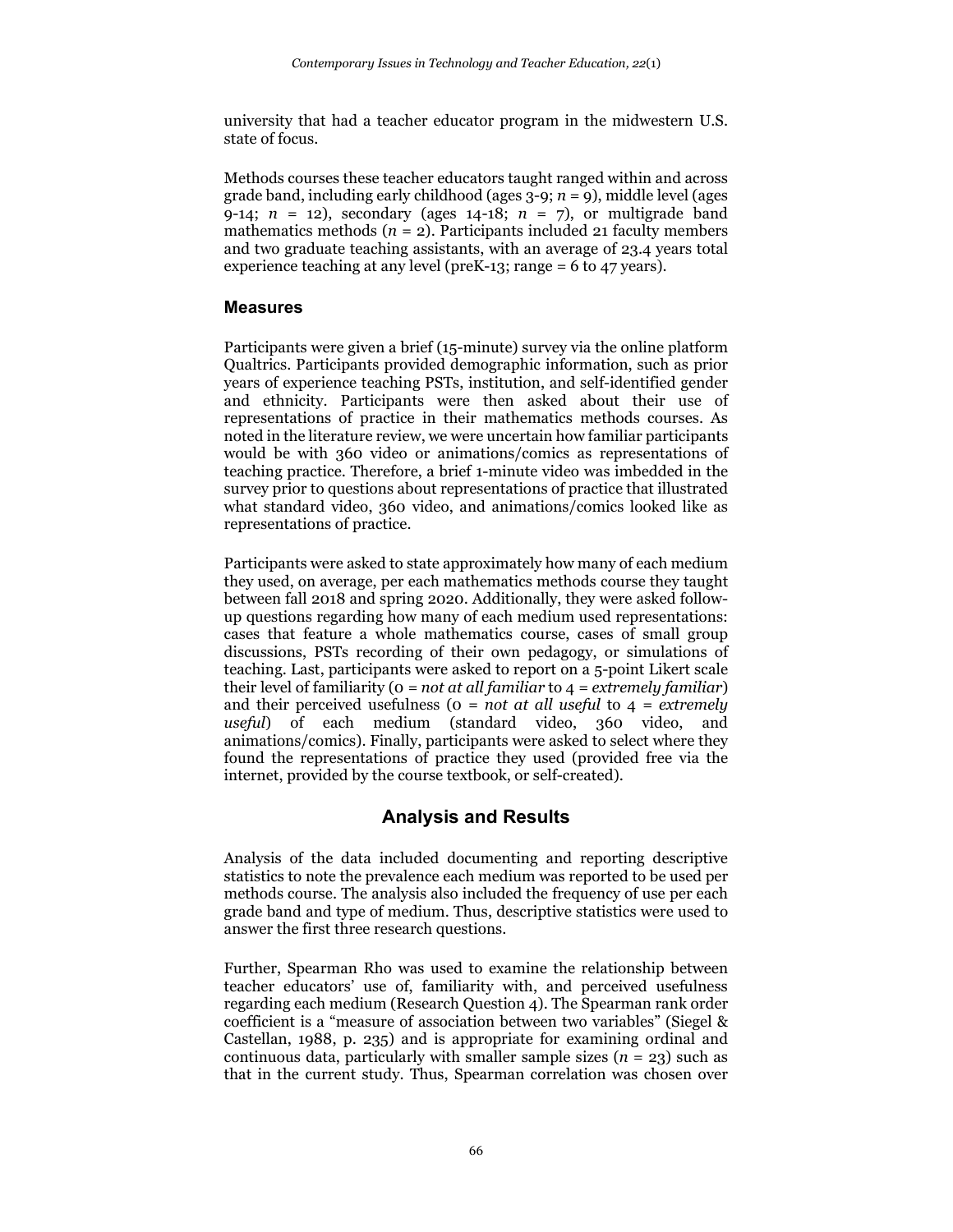university that had a teacher educator program in the midwestern U.S. state of focus.

Methods courses these teacher educators taught ranged within and across grade band, including early childhood (ages 3-9; $n$ = 9), middle level (ages 9-14; $n$ = 12), secondary (ages 14-18; $n$ = 7), or multigrade band mathematics methods ($n$ = 2). Participants included 21 faculty members and two graduate teaching assistants, with an average of 23.4 years total experience teaching at any level (preK-13; range = 6 to 47 years).

### Measures

Participants were given a brief (15-minute) survey via the online platform Qualtrics. Participants provided demographic information, such as prior years of experience teaching PSTs, institution, and self-identified gender and ethnicity. Participants were then asked about their use of representations of practice in their mathematics methods courses. As noted in the literature review, we were uncertain how familiar participants would be with 360 video or animations/comics as representations of teaching practice. Therefore, a brief 1-minute video was imbedded in the survey prior to questions about representations of practice that illustrated what standard video, 360 video, and animations/comics looked like as representations of practice.

Participants were asked to state approximately how many of each medium they used, on average, per each mathematics methods course they taught between fall 2018 and spring 2020. Additionally, they were asked follow-up questions regarding how many of each medium used representations: cases that feature a whole mathematics course, cases of small group discussions, PSTs recording of their own pedagogy, or simulations of teaching. Last, participants were asked to report on a 5-point Likert scale their level of familiarity (0 = *not at all familiar* to 4 = *extremely familiar*) and their perceived usefulness (0 = *not at all useful* to 4 = *extremely useful*) of each medium (standard video, 360 video, and animations/comics). Finally, participants were asked to select where they found the representations of practice they used (provided free via the internet, provided by the course textbook, or self-created).

## Analysis and Results

Analysis of the data included documenting and reporting descriptive statistics to note the prevalence each medium was reported to be used per methods course. The analysis also included the frequency of use per each grade band and type of medium. Thus, descriptive statistics were used to answer the first three research questions.

Further, Spearman Rho was used to examine the relationship between teacher educators' use of, familiarity with, and perceived usefulness regarding each medium (Research Question 4). The Spearman rank order coefficient is a "measure of association between two variables" (Siegel & Castellan, 1988, p. 235) and is appropriate for examining ordinal and continuous data, particularly with smaller sample sizes ($n$ = 23) such as that in the current study. Thus, Spearman correlation was chosen over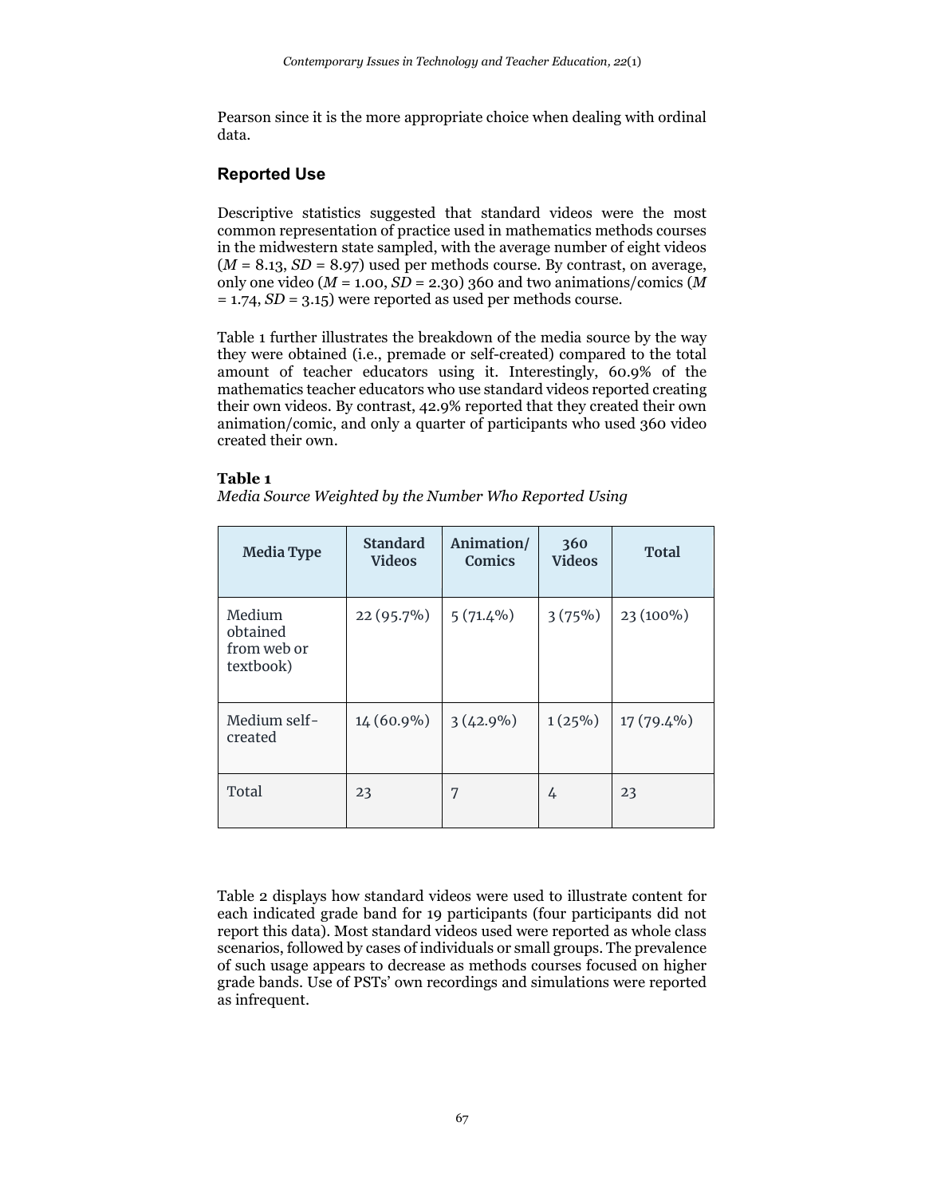Pearson since it is the more appropriate choice when dealing with ordinal data.

## Reported Use

Descriptive statistics suggested that standard videos were the most common representation of practice used in mathematics methods courses in the midwestern state sampled, with the average number of eight videos ($M$ = 8.13, $SD$ = 8.97) used per methods course. By contrast, on average, only one video ($M$ = 1.00, $SD$ = 2.30) 360 and two animations/comics ($M$ = 1.74, $SD$ = 3.15) were reported as used per methods course.

Table 1 further illustrates the breakdown of the media source by the way they were obtained (i.e., premade or self-created) compared to the total amount of teacher educators using it. Interestingly, 60.9% of the mathematics teacher educators who use standard videos reported creating their own videos. By contrast, 42.9% reported that they created their own animation/comic, and only a quarter of participants who used 360 video created their own.

**Table 1**
*Media Source Weighted by the Number Who Reported Using*

| Media Type | Standard Videos | Animation/ Comics | 360 Videos | Total |
|---|---|---|---|---|
| Medium obtained from web or textbook) | 22 (95.7%) | 5 (71.4%) | 3 (75%) | 23 (100%) |
| Medium self-created | 14 (60.9%) | 3 (42.9%) | 1 (25%) | 17 (79.4%) |
| Total | 23 | 7 | 4 | 23 |

Table 2 displays how standard videos were used to illustrate content for each indicated grade band for 19 participants (four participants did not report this data). Most standard videos used were reported as whole class scenarios, followed by cases of individuals or small groups. The prevalence of such usage appears to decrease as methods courses focused on higher grade bands. Use of PSTs' own recordings and simulations were reported as infrequent.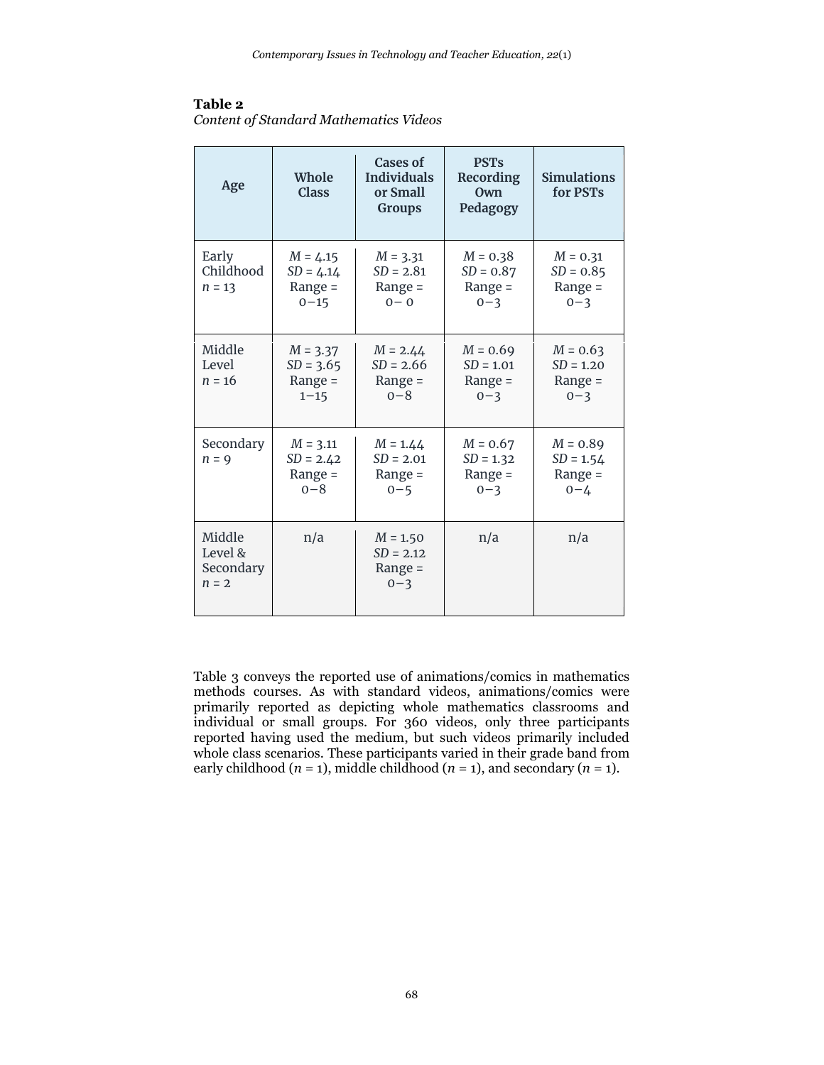**Table 2**
*Content of Standard Mathematics Videos*

| Age | Whole Class | Cases of Individuals or Small Groups | PSTs Recording Own Pedagogy | Simulations for PSTs |
|---|---|---|---|---|
| Early Childhood *n* = 13 | *M* = 4.15 *SD* = 4.14 Range = 0–15 | *M* = 3.31 *SD* = 2.81 Range = 0– 0 | *M* = 0.38 *SD* = 0.87 Range = 0–3 | *M* = 0.31 *SD* = 0.85 Range = 0–3 |
| Middle Level *n* = 16 | *M* = 3.37 *SD* = 3.65 Range = 1–15 | *M* = 2.44 *SD* = 2.66 Range = 0–8 | *M* = 0.69 *SD* = 1.01 Range = 0–3 | *M* = 0.63 *SD* = 1.20 Range = 0–3 |
| Secondary *n* = 9 | *M* = 3.11 *SD* = 2.42 Range = 0–8 | *M* = 1.44 *SD* = 2.01 Range = 0–5 | *M* = 0.67 *SD* = 1.32 Range = 0–3 | *M* = 0.89 *SD* = 1.54 Range = 0–4 |
| Middle Level & Secondary *n* = 2 | n/a | *M* = 1.50 *SD* = 2.12 Range = 0–3 | n/a | n/a |

Table 3 conveys the reported use of animations/comics in mathematics methods courses. As with standard videos, animations/comics were primarily reported as depicting whole mathematics classrooms and individual or small groups. For 360 videos, only three participants reported having used the medium, but such videos primarily included whole class scenarios. These participants varied in their grade band from early childhood (*n* = 1), middle childhood (*n* = 1), and secondary (*n* = 1).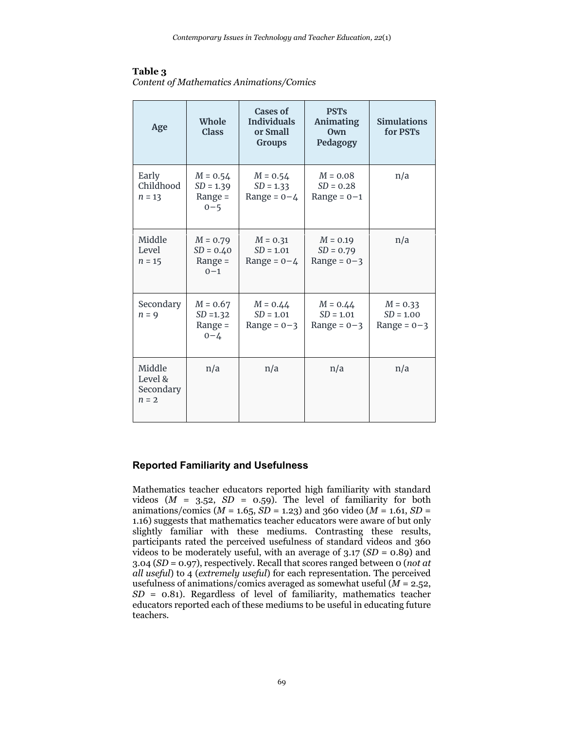**Table 3**
*Content of Mathematics Animations/Comics*

| Age | Whole Class | Cases of Individuals or Small Groups | PSTs Animating Own Pedagogy | Simulations for PSTs |
|---|---|---|---|---|
| Early Childhood $n$ = 13 | $M$ = 0.54 $SD$ = 1.39 Range = 0–5 | $M$ = 0.54 $SD$ = 1.33 Range = 0–4 | $M$ = 0.08 $SD$ = 0.28 Range = 0–1 | n/a |
| Middle Level $n$ = 15 | $M$ = 0.79 $SD$ = 0.40 Range = 0–1 | $M$ = 0.31 $SD$ = 1.01 Range = 0–4 | $M$ = 0.19 $SD$ = 0.79 Range = 0–3 | n/a |
| Secondary $n$ = 9 | $M$ = 0.67 $SD$ =1.32 Range = 0–4 | $M$ = 0.44 $SD$ = 1.01 Range = 0–3 | $M$ = 0.44 $SD$ = 1.01 Range = 0–3 | $M$ = 0.33 $SD$ = 1.00 Range = 0–3 |
| Middle Level & Secondary $n$ = 2 | n/a | n/a | n/a | n/a |

## Reported Familiarity and Usefulness

Mathematics teacher educators reported high familiarity with standard videos ($M$ = 3.52, $SD$ = 0.59). The level of familiarity for both animations/comics ($M$ = 1.65, $SD$ = 1.23) and 360 video ($M$ = 1.61, $SD$ = 1.16) suggests that mathematics teacher educators were aware of but only slightly familiar with these mediums. Contrasting these results, participants rated the perceived usefulness of standard videos and 360 videos to be moderately useful, with an average of 3.17 ($SD$ = 0.89) and 3.04 ($SD$ = 0.97), respectively. Recall that scores ranged between 0 (*not at all useful*) to 4 (*extremely useful*) for each representation. The perceived usefulness of animations/comics averaged as somewhat useful ($M$ = 2.52, $SD$ = 0.81). Regardless of level of familiarity, mathematics teacher educators reported each of these mediums to be useful in educating future teachers.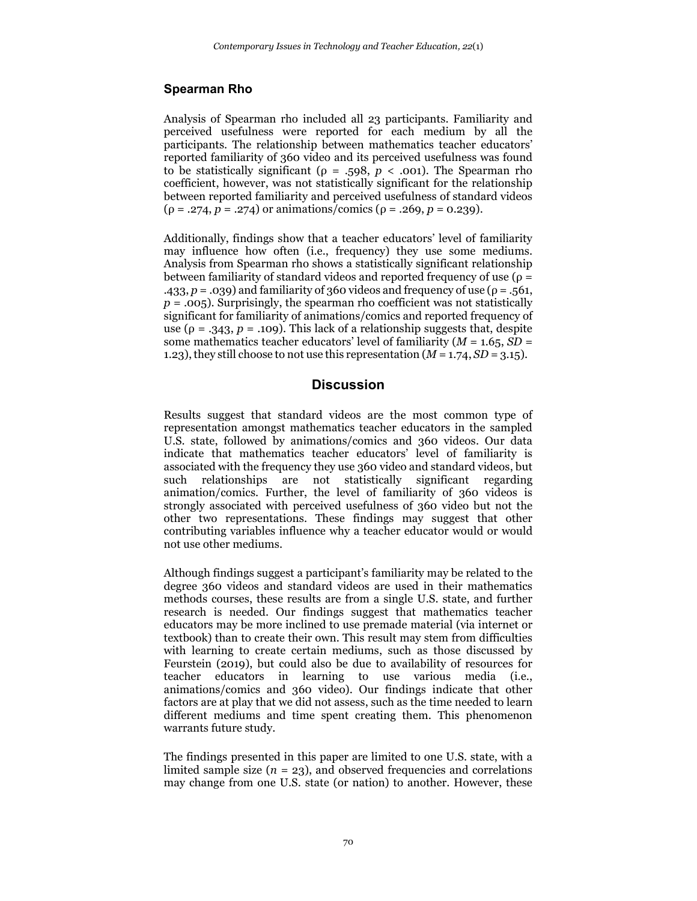## Spearman Rho

Analysis of Spearman rho included all 23 participants. Familiarity and perceived usefulness were reported for each medium by all the participants. The relationship between mathematics teacher educators' reported familiarity of 360 video and its perceived usefulness was found to be statistically significant ($\rho$ = .598, $p$ < .001). The Spearman rho coefficient, however, was not statistically significant for the relationship between reported familiarity and perceived usefulness of standard videos ($\rho$ = .274, $p$ = .274) or animations/comics ($\rho$ = .269, $p$ = 0.239).

Additionally, findings show that a teacher educators' level of familiarity may influence how often (i.e., frequency) they use some mediums. Analysis from Spearman rho shows a statistically significant relationship between familiarity of standard videos and reported frequency of use ($\rho$ = .433, $p$ = .039) and familiarity of 360 videos and frequency of use ($\rho$ = .561, $p$ = .005). Surprisingly, the spearman rho coefficient was not statistically significant for familiarity of animations/comics and reported frequency of use ($\rho$ = .343, $p$ = .109). This lack of a relationship suggests that, despite some mathematics teacher educators' level of familiarity ($M$ = 1.65, $SD$ = 1.23), they still choose to not use this representation ($M$ = 1.74, $SD$ = 3.15).

# Discussion

Results suggest that standard videos are the most common type of representation amongst mathematics teacher educators in the sampled U.S. state, followed by animations/comics and 360 videos. Our data indicate that mathematics teacher educators' level of familiarity is associated with the frequency they use 360 video and standard videos, but such relationships are not statistically significant regarding animation/comics. Further, the level of familiarity of 360 videos is strongly associated with perceived usefulness of 360 video but not the other two representations. These findings may suggest that other contributing variables influence why a teacher educator would or would not use other mediums.

Although findings suggest a participant's familiarity may be related to the degree 360 videos and standard videos are used in their mathematics methods courses, these results are from a single U.S. state, and further research is needed. Our findings suggest that mathematics teacher educators may be more inclined to use premade material (via internet or textbook) than to create their own. This result may stem from difficulties with learning to create certain mediums, such as those discussed by Feurstein (2019), but could also be due to availability of resources for teacher educators in learning to use various media (i.e., animations/comics and 360 video). Our findings indicate that other factors are at play that we did not assess, such as the time needed to learn different mediums and time spent creating them. This phenomenon warrants future study.

The findings presented in this paper are limited to one U.S. state, with a limited sample size ($n$ = 23), and observed frequencies and correlations may change from one U.S. state (or nation) to another. However, these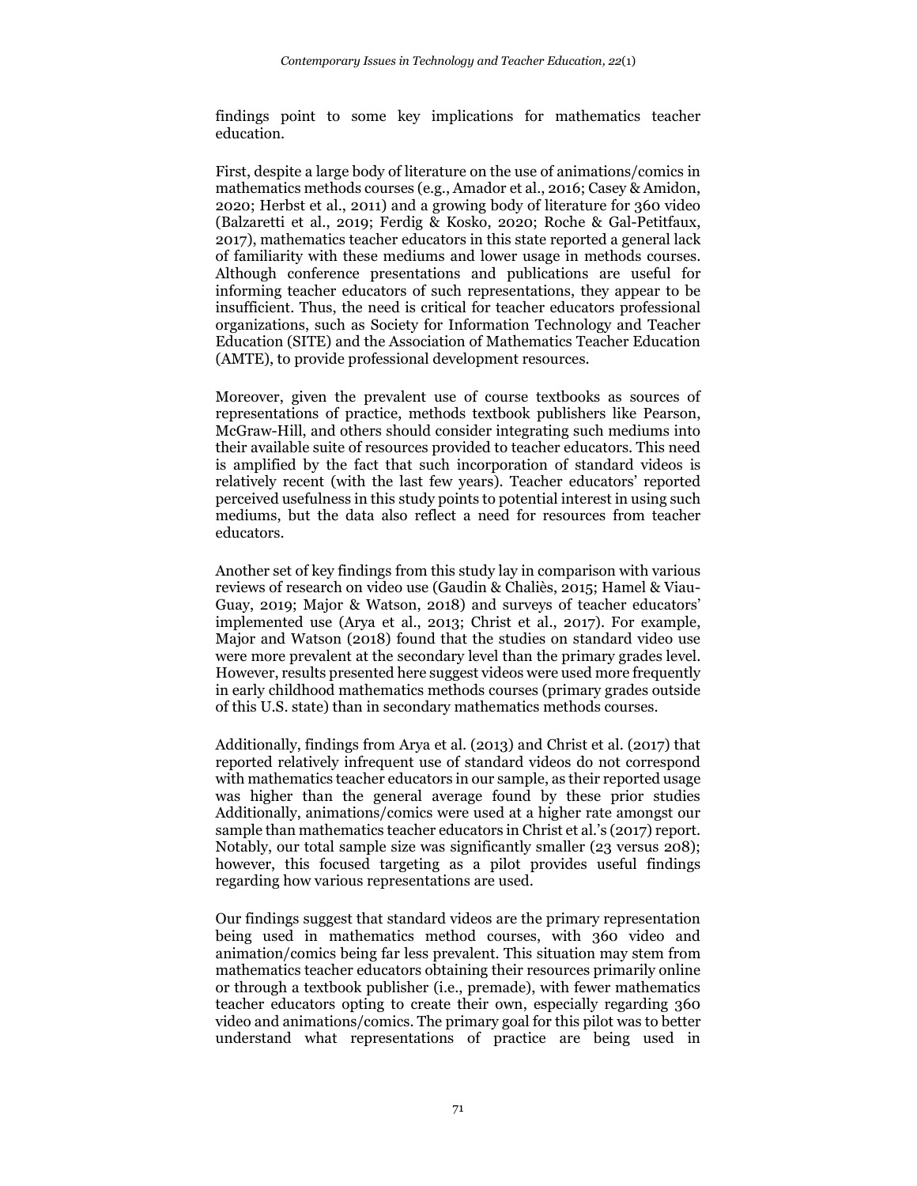findings point to some key implications for mathematics teacher education.

First, despite a large body of literature on the use of animations/comics in mathematics methods courses (e.g., Amador et al., 2016; Casey & Amidon, 2020; Herbst et al., 2011) and a growing body of literature for 360 video (Balzaretti et al., 2019; Ferdig & Kosko, 2020; Roche & Gal-Petitfaux, 2017), mathematics teacher educators in this state reported a general lack of familiarity with these mediums and lower usage in methods courses. Although conference presentations and publications are useful for informing teacher educators of such representations, they appear to be insufficient. Thus, the need is critical for teacher educators professional organizations, such as Society for Information Technology and Teacher Education (SITE) and the Association of Mathematics Teacher Education (AMTE), to provide professional development resources.

Moreover, given the prevalent use of course textbooks as sources of representations of practice, methods textbook publishers like Pearson, McGraw-Hill, and others should consider integrating such mediums into their available suite of resources provided to teacher educators. This need is amplified by the fact that such incorporation of standard videos is relatively recent (with the last few years). Teacher educators' reported perceived usefulness in this study points to potential interest in using such mediums, but the data also reflect a need for resources from teacher educators.

Another set of key findings from this study lay in comparison with various reviews of research on video use (Gaudin & Chaliès, 2015; Hamel & Viau-Guay, 2019; Major & Watson, 2018) and surveys of teacher educators' implemented use (Arya et al., 2013; Christ et al., 2017). For example, Major and Watson (2018) found that the studies on standard video use were more prevalent at the secondary level than the primary grades level. However, results presented here suggest videos were used more frequently in early childhood mathematics methods courses (primary grades outside of this U.S. state) than in secondary mathematics methods courses.

Additionally, findings from Arya et al. (2013) and Christ et al. (2017) that reported relatively infrequent use of standard videos do not correspond with mathematics teacher educators in our sample, as their reported usage was higher than the general average found by these prior studies Additionally, animations/comics were used at a higher rate amongst our sample than mathematics teacher educators in Christ et al.'s (2017) report. Notably, our total sample size was significantly smaller (23 versus 208); however, this focused targeting as a pilot provides useful findings regarding how various representations are used.

Our findings suggest that standard videos are the primary representation being used in mathematics method courses, with 360 video and animation/comics being far less prevalent. This situation may stem from mathematics teacher educators obtaining their resources primarily online or through a textbook publisher (i.e., premade), with fewer mathematics teacher educators opting to create their own, especially regarding 360 video and animations/comics. The primary goal for this pilot was to better understand what representations of practice are being used in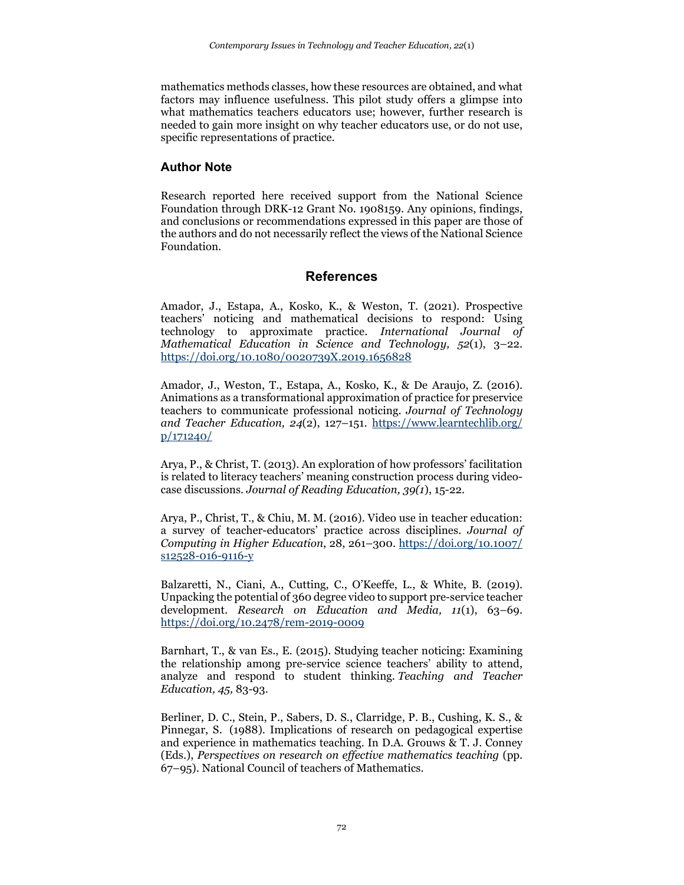mathematics methods classes, how these resources are obtained, and what factors may influence usefulness. This pilot study offers a glimpse into what mathematics teachers educators use; however, further research is needed to gain more insight on why teacher educators use, or do not use, specific representations of practice.

## Author Note

Research reported here received support from the National Science Foundation through DRK-12 Grant No. 1908159. Any opinions, findings, and conclusions or recommendations expressed in this paper are those of the authors and do not necessarily reflect the views of the National Science Foundation.

## References

Amador, J., Estapa, A., Kosko, K., & Weston, T. (2021). Prospective teachers' noticing and mathematical decisions to respond: Using technology to approximate practice. *International Journal of Mathematical Education in Science and Technology, 52*(1), 3–22. https://doi.org/10.1080/0020739X.2019.1656828

Amador, J., Weston, T., Estapa, A., Kosko, K., & De Araujo, Z. (2016). Animations as a transformational approximation of practice for preservice teachers to communicate professional noticing. *Journal of Technology and Teacher Education, 24*(2), 127–151. https://www.learntechlib.org/p/171240/

Arya, P., & Christ, T. (2013). An exploration of how professors' facilitation is related to literacy teachers' meaning construction process during video-case discussions. *Journal of Reading Education, 39(1)*, 15-22.

Arya, P., Christ, T., & Chiu, M. M. (2016). Video use in teacher education: a survey of teacher-educators' practice across disciplines. *Journal of Computing in Higher Education*, 28, 261–300. https://doi.org/10.1007/s12528-016-9116-y

Balzaretti, N., Ciani, A., Cutting, C., O'Keeffe, L., & White, B. (2019). Unpacking the potential of 360 degree video to support pre-service teacher development. *Research on Education and Media, 11*(1), 63–69. https://doi.org/10.2478/rem-2019-0009

Barnhart, T., & van Es., E. (2015). Studying teacher noticing: Examining the relationship among pre-service science teachers' ability to attend, analyze and respond to student thinking. *Teaching and Teacher Education, 45,* 83-93.

Berliner, D. C., Stein, P., Sabers, D. S., Clarridge, P. B., Cushing, K. S., & Pinnegar, S. (1988). Implications of research on pedagogical expertise and experience in mathematics teaching. In D.A. Grouws & T. J. Conney (Eds.), *Perspectives on research on effective mathematics teaching* (pp. 67–95). National Council of teachers of Mathematics.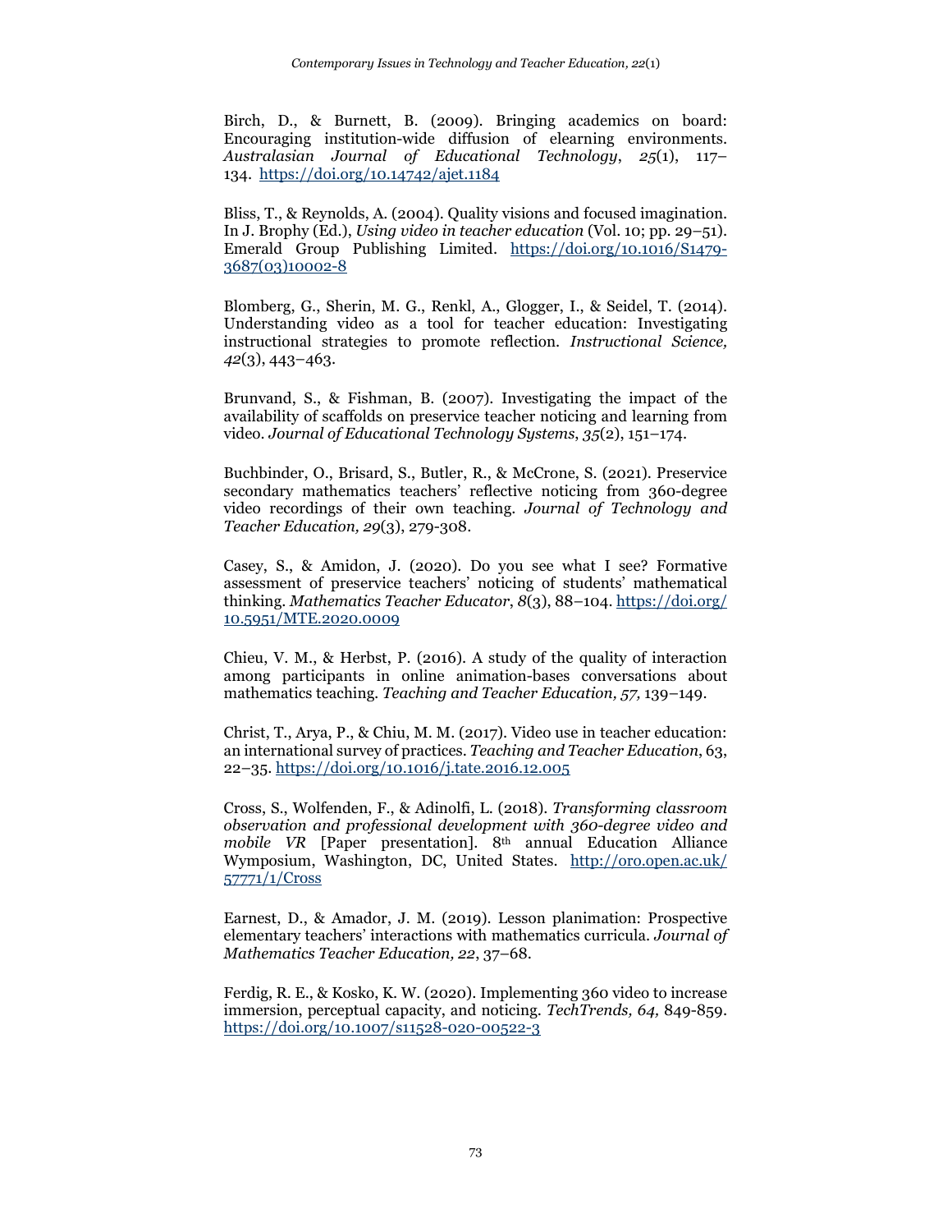Birch, D., & Burnett, B. (2009). Bringing academics on board: Encouraging institution-wide diffusion of elearning environments. *Australasian Journal of Educational Technology*, *25*(1), 117–134. https://doi.org/10.14742/ajet.1184

Bliss, T., & Reynolds, A. (2004). Quality visions and focused imagination. In J. Brophy (Ed.), *Using video in teacher education* (Vol. 10; pp. 29–51). Emerald Group Publishing Limited. https://doi.org/10.1016/S1479-3687(03)10002-8

Blomberg, G., Sherin, M. G., Renkl, A., Glogger, I., & Seidel, T. (2014). Understanding video as a tool for teacher education: Investigating instructional strategies to promote reflection. *Instructional Science, 42*(3), 443–463.

Brunvand, S., & Fishman, B. (2007). Investigating the impact of the availability of scaffolds on preservice teacher noticing and learning from video. *Journal of Educational Technology Systems*, *35*(2), 151–174.

Buchbinder, O., Brisard, S., Butler, R., & McCrone, S. (2021). Preservice secondary mathematics teachers' reflective noticing from 360-degree video recordings of their own teaching. *Journal of Technology and Teacher Education, 29*(3), 279-308.

Casey, S., & Amidon, J. (2020). Do you see what I see? Formative assessment of preservice teachers' noticing of students' mathematical thinking. *Mathematics Teacher Educator*, *8*(3), 88–104. https://doi.org/10.5951/MTE.2020.0009

Chieu, V. M., & Herbst, P. (2016). A study of the quality of interaction among participants in online animation-bases conversations about mathematics teaching. *Teaching and Teacher Education, 57,* 139–149.

Christ, T., Arya, P., & Chiu, M. M. (2017). Video use in teacher education: an international survey of practices. *Teaching and Teacher Education*, 63, 22–35. https://doi.org/10.1016/j.tate.2016.12.005

Cross, S., Wolfenden, F., & Adinolfi, L. (2018). *Transforming classroom observation and professional development with 360-degree video and mobile VR* [Paper presentation]. 8th annual Education Alliance Wymposium, Washington, DC, United States. http://oro.open.ac.uk/57771/1/Cross

Earnest, D., & Amador, J. M. (2019). Lesson planimation: Prospective elementary teachers' interactions with mathematics curricula. *Journal of Mathematics Teacher Education, 22*, 37–68.

Ferdig, R. E., & Kosko, K. W. (2020). Implementing 360 video to increase immersion, perceptual capacity, and noticing. *TechTrends, 64,* 849-859. https://doi.org/10.1007/s11528-020-00522-3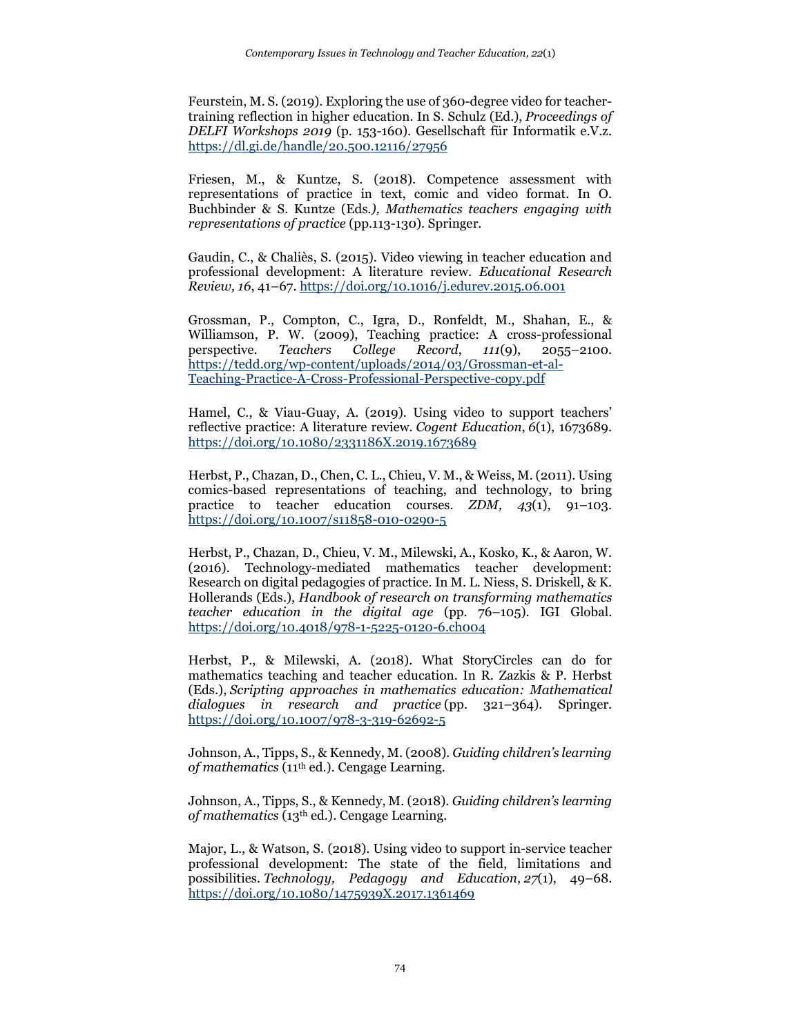Feurstein, M. S. (2019). Exploring the use of 360-degree video for teacher-training reflection in higher education. In S. Schulz (Ed.), *Proceedings of DELFI Workshops 2019* (p. 153-160). Gesellschaft für Informatik e.V.z. https://dl.gi.de/handle/20.500.12116/27956

Friesen, M., & Kuntze, S. (2018). Competence assessment with representations of practice in text, comic and video format. In O. Buchbinder & S. Kuntze (Eds.*), Mathematics teachers engaging with representations of practice* (pp.113-130). Springer.

Gaudin, C., & Chaliès, S. (2015). Video viewing in teacher education and professional development: A literature review. *Educational Research Review, 16*, 41–67. https://doi.org/10.1016/j.edurev.2015.06.001

Grossman, P., Compton, C., Igra, D., Ronfeldt, M., Shahan, E., & Williamson, P. W. (2009), Teaching practice: A cross-professional perspective. *Teachers College Record*, *111*(9), 2055–2100. https://tedd.org/wp-content/uploads/2014/03/Grossman-et-al-Teaching-Practice-A-Cross-Professional-Perspective-copy.pdf

Hamel, C., & Viau-Guay, A. (2019). Using video to support teachers' reflective practice: A literature review. *Cogent Education*, *6*(1), 1673689. https://doi.org/10.1080/2331186X.2019.1673689

Herbst, P., Chazan, D., Chen, C. L., Chieu, V. M., & Weiss, M. (2011). Using comics-based representations of teaching, and technology, to bring practice to teacher education courses. *ZDM, 43*(1), 91–103. https://doi.org/10.1007/s11858-010-0290-5

Herbst, P., Chazan, D., Chieu, V. M., Milewski, A., Kosko, K., & Aaron, W. (2016). Technology-mediated mathematics teacher development: Research on digital pedagogies of practice. In M. L. Niess, S. Driskell, & K. Hollerands (Eds.), *Handbook of research on transforming mathematics teacher education in the digital age* (pp. 76–105). IGI Global. https://doi.org/10.4018/978-1-5225-0120-6.ch004

Herbst, P., & Milewski, A. (2018). What StoryCircles can do for mathematics teaching and teacher education. In R. Zazkis & P. Herbst (Eds.), *Scripting approaches in mathematics education: Mathematical dialogues in research and practice* (pp. 321–364). Springer. https://doi.org/10.1007/978-3-319-62692-5

Johnson, A., Tipps, S., & Kennedy, M. (2008). *Guiding children's learning of mathematics* (11th ed.). Cengage Learning.

Johnson, A., Tipps, S., & Kennedy, M. (2018). *Guiding children's learning of mathematics* (13th ed.). Cengage Learning.

Major, L., & Watson, S. (2018). Using video to support in-service teacher professional development: The state of the field, limitations and possibilities. *Technology, Pedagogy and Education*, *27*(1), 49–68. https://doi.org/10.1080/1475939X.2017.1361469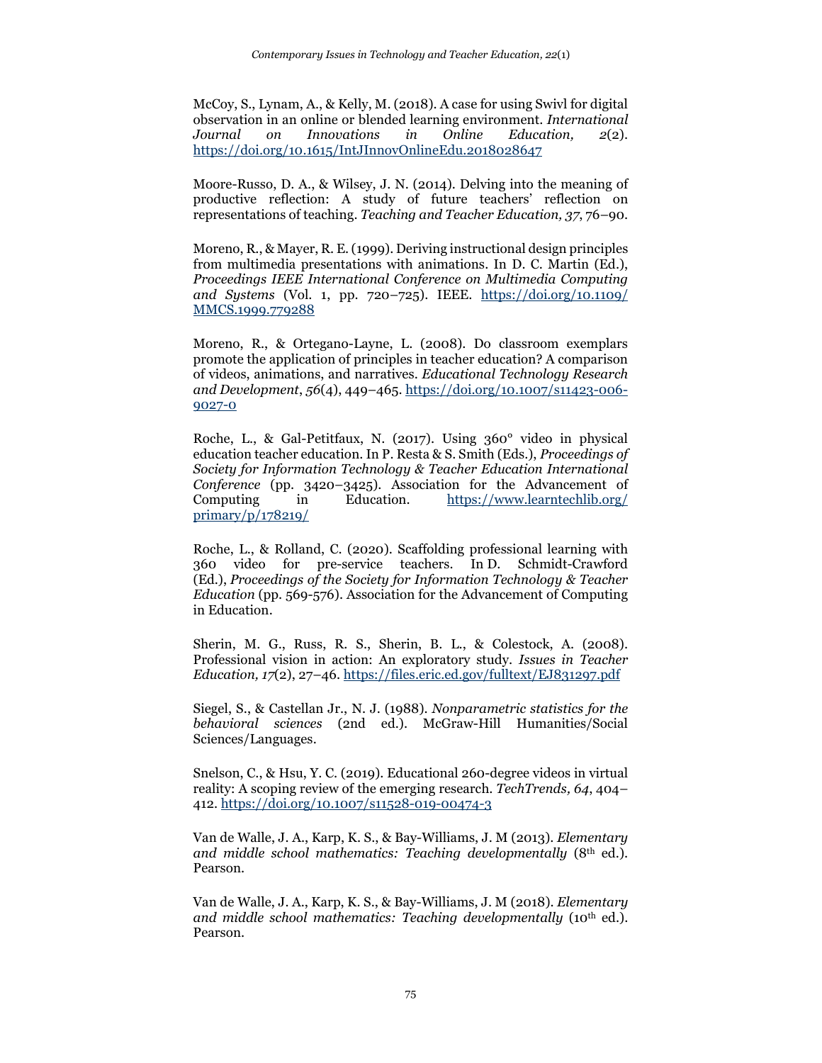McCoy, S., Lynam, A., & Kelly, M. (2018). A case for using Swivl for digital observation in an online or blended learning environment. *International Journal on Innovations in Online Education, 2*(2). https://doi.org/10.1615/IntJInnovOnlineEdu.2018028647

Moore-Russo, D. A., & Wilsey, J. N. (2014). Delving into the meaning of productive reflection: A study of future teachers' reflection on representations of teaching. *Teaching and Teacher Education, 37*, 76–90.

Moreno, R., & Mayer, R. E. (1999). Deriving instructional design principles from multimedia presentations with animations. In D. C. Martin (Ed.), *Proceedings IEEE International Conference on Multimedia Computing and Systems* (Vol. 1, pp. 720–725). IEEE. https://doi.org/10.1109/MMCS.1999.779288

Moreno, R., & Ortegano-Layne, L. (2008). Do classroom exemplars promote the application of principles in teacher education? A comparison of videos, animations, and narratives. *Educational Technology Research and Development*, *56*(4), 449–465. https://doi.org/10.1007/s11423-006-9027-0

Roche, L., & Gal-Petitfaux, N. (2017). Using 360° video in physical education teacher education. In P. Resta & S. Smith (Eds.), *Proceedings of Society for Information Technology & Teacher Education International Conference* (pp. 3420–3425). Association for the Advancement of Computing in Education. https://www.learntechlib.org/primary/p/178219/

Roche, L., & Rolland, C. (2020). Scaffolding professional learning with 360 video for pre-service teachers. In D. Schmidt-Crawford (Ed.), *Proceedings of the Society for Information Technology & Teacher Education* (pp. 569-576). Association for the Advancement of Computing in Education.

Sherin, M. G., Russ, R. S., Sherin, B. L., & Colestock, A. (2008). Professional vision in action: An exploratory study. *Issues in Teacher Education, 17*(2), 27–46. https://files.eric.ed.gov/fulltext/EJ831297.pdf

Siegel, S., & Castellan Jr., N. J. (1988). *Nonparametric statistics for the behavioral sciences* (2nd ed.). McGraw-Hill Humanities/Social Sciences/Languages.

Snelson, C., & Hsu, Y. C. (2019). Educational 260-degree videos in virtual reality: A scoping review of the emerging research. *TechTrends, 64*, 404–412. https://doi.org/10.1007/s11528-019-00474-3

Van de Walle, J. A., Karp, K. S., & Bay-Williams, J. M (2013). *Elementary and middle school mathematics: Teaching developmentally* (8th ed.). Pearson.

Van de Walle, J. A., Karp, K. S., & Bay-Williams, J. M (2018). *Elementary and middle school mathematics: Teaching developmentally* (10th ed.). Pearson.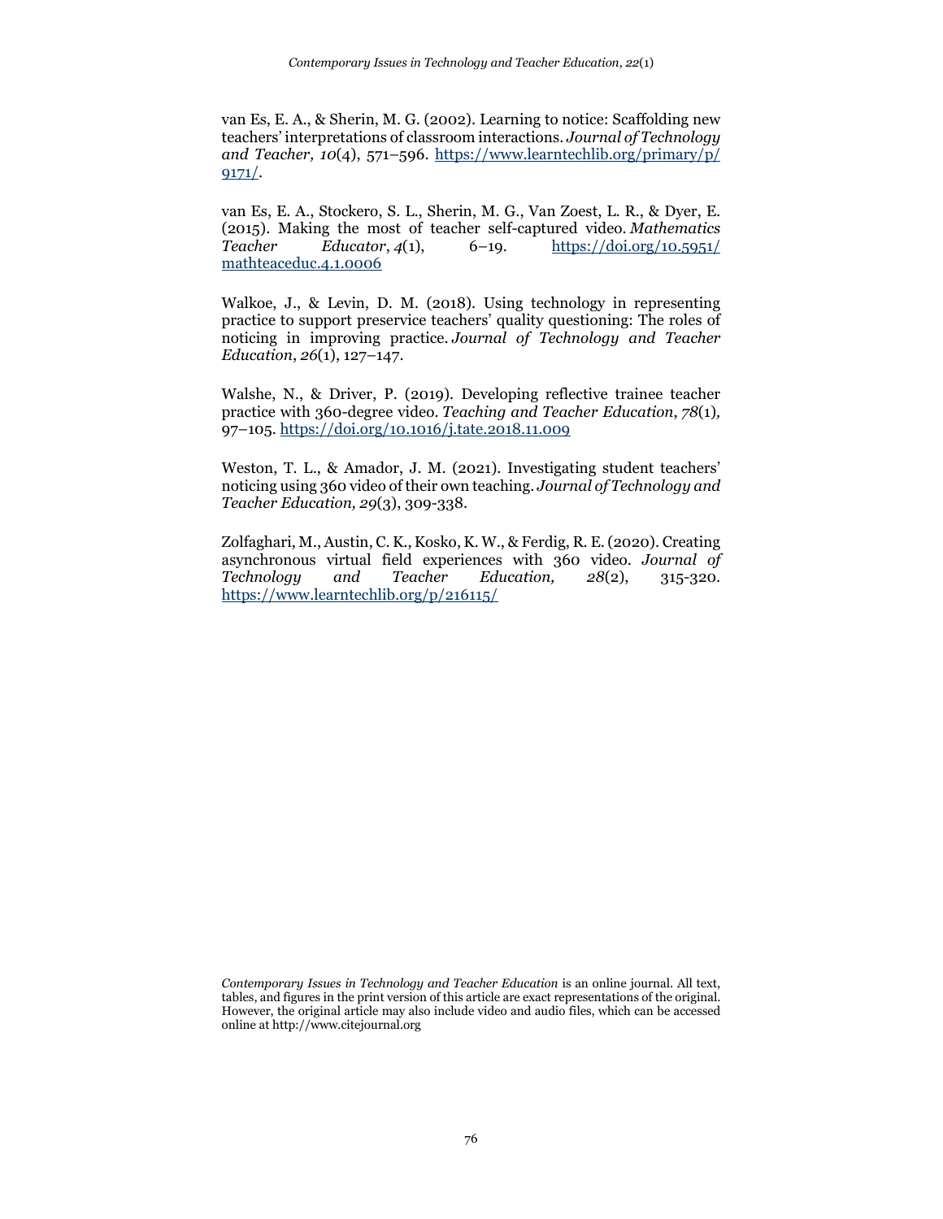van Es, E. A., & Sherin, M. G. (2002). Learning to notice: Scaffolding new teachers' interpretations of classroom interactions. *Journal of Technology and Teacher, 10*(4), 571–596. https://www.learntechlib.org/primary/p/9171/.

van Es, E. A., Stockero, S. L., Sherin, M. G., Van Zoest, L. R., & Dyer, E. (2015). Making the most of teacher self-captured video. *Mathematics Teacher Educator*, *4*(1), 6–19. https://doi.org/10.5951/mathteaceduc.4.1.0006

Walkoe, J., & Levin, D. M. (2018). Using technology in representing practice to support preservice teachers' quality questioning: The roles of noticing in improving practice. *Journal of Technology and Teacher Education*, *26*(1), 127–147.

Walshe, N., & Driver, P. (2019). Developing reflective trainee teacher practice with 360-degree video. *Teaching and Teacher Education*, *78*(1), 97–105. https://doi.org/10.1016/j.tate.2018.11.009

Weston, T. L., & Amador, J. M. (2021). Investigating student teachers' noticing using 360 video of their own teaching. *Journal of Technology and Teacher Education, 29*(3), 309-338.

Zolfaghari, M., Austin, C. K., Kosko, K. W., & Ferdig, R. E. (2020). Creating asynchronous virtual field experiences with 360 video. *Journal of Technology and Teacher Education, 28*(2), 315-320. https://www.learntechlib.org/p/216115/

*Contemporary Issues in Technology and Teacher Education* is an online journal. All text, tables, and figures in the print version of this article are exact representations of the original. However, the original article may also include video and audio files, which can be accessed online at http://www.citejournal.org